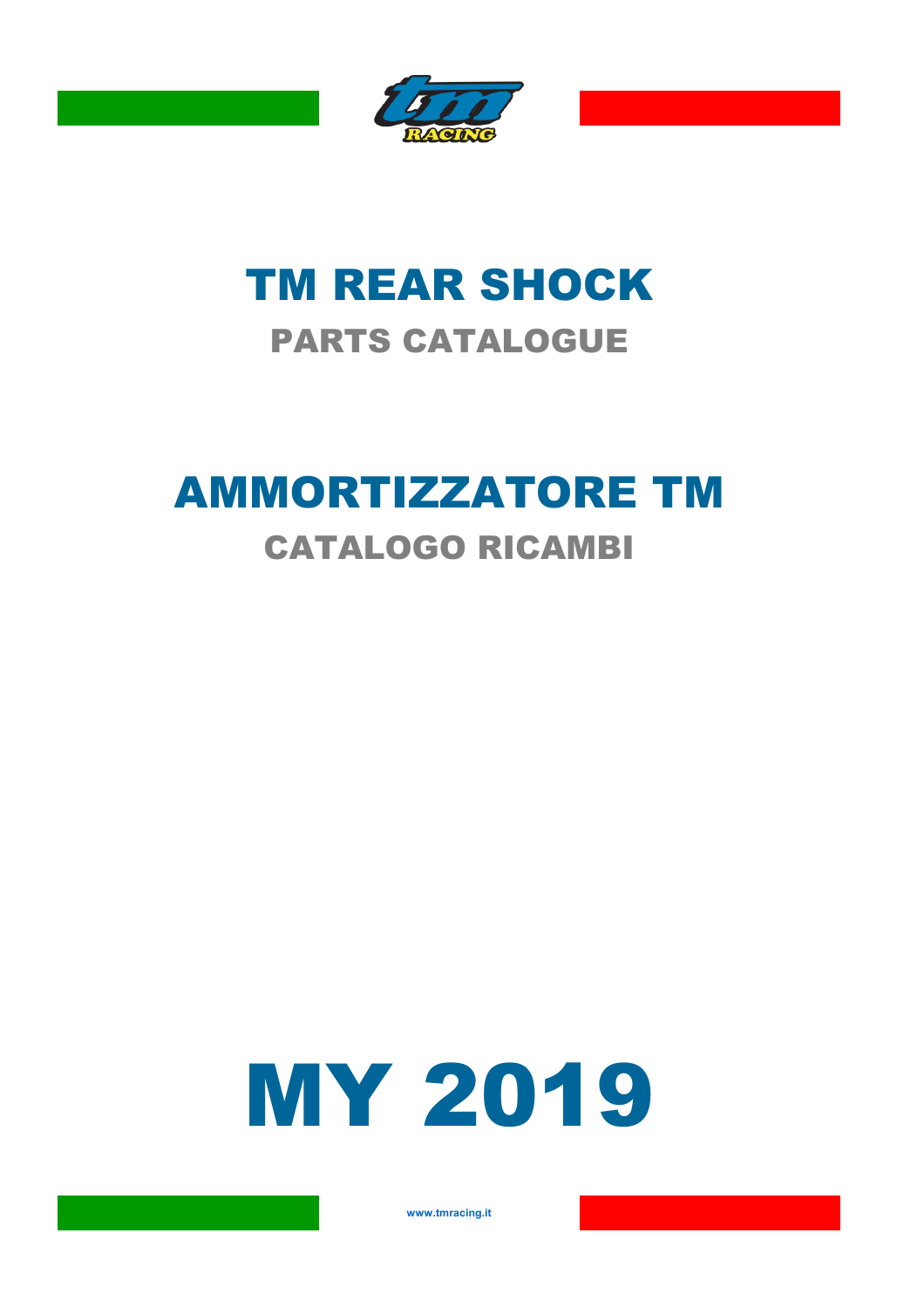# TM REAR SHOCK

## PARTS CATALOGUE

# AMMORTIZZATORE TM

## CATALOGO RICAMBI

# MY 2019

www.tmracing.it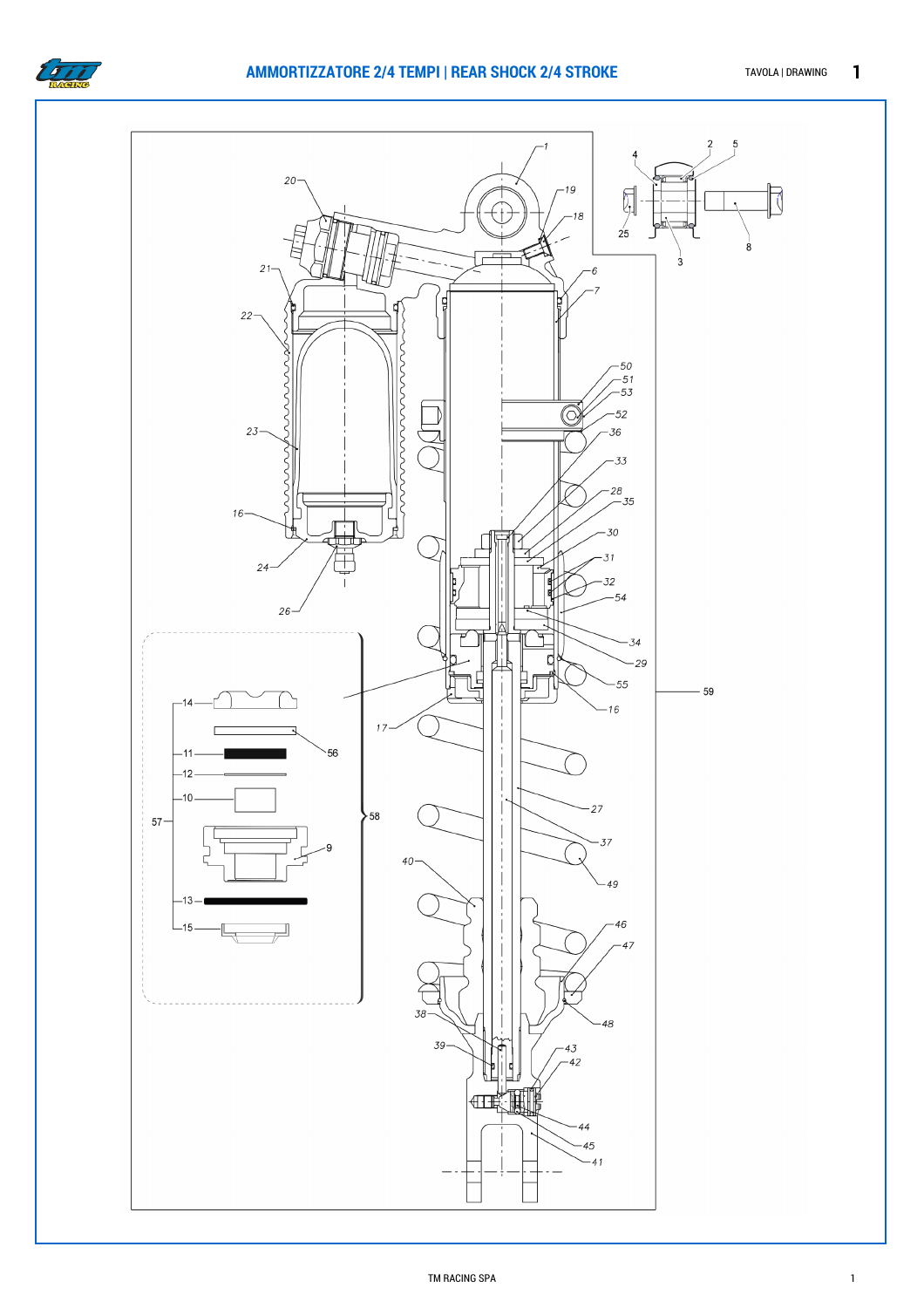# AMMORTIZZATORE 2/4 TEMPI | REAR SHOCK 2/4 STROKE

TAVOLA | DRAWING 1

1, 2, 3, 4, 5, 6, 7, 8, 9, 10, 11, 12, 13, 14, 15, 16, 17, 18, 19, 20, 21, 22, 23, 24, 25, 26, 27, 28, 29, 30, 31, 32, 33, 34, 35, 36, 37, 38, 39, 40, 41, 42, 43, 44, 45, 46, 47, 48, 49, 50, 51, 52, 53, 54, 55, 56, 57, 58, 59

TM RACING SPA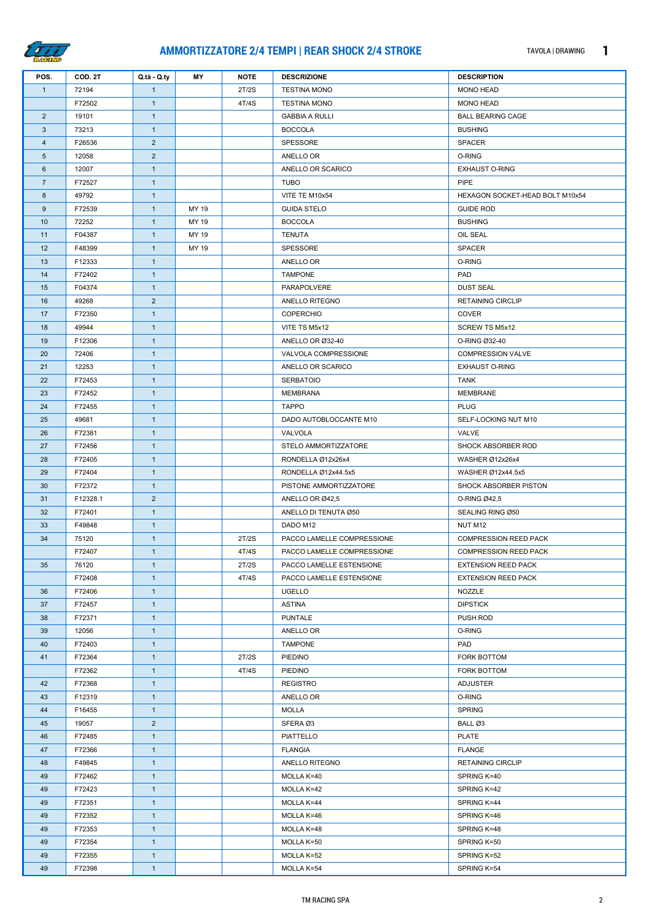## AMMORTIZZATORE 2/4 TEMPI | REAR SHOCK 2/4 STROKE

TAVOLA | DRAWING **1**

| POS. | COD. 2T | Q.tà - Q.ty | MY | NOTE | DESCRIZIONE | DESCRIPTION |
|---|---|---|---|---|---|---|
| 1 | 72194 | 1 | | 2T/2S | TESTINA MONO | MONO HEAD |
| | F72502 | 1 | | 4T/4S | TESTINA MONO | MONO HEAD |
| 2 | 19101 | 1 | | | GABBIA A RULLI | BALL BEARING CAGE |
| 3 | 73213 | 1 | | | BOCCOLA | BUSHING |
| 4 | F26536 | 2 | | | SPESSORE | SPACER |
| 5 | 12058 | 2 | | | ANELLO OR | O-RING |
| 6 | 12007 | 1 | | | ANELLO OR SCARICO | EXHAUST O-RING |
| 7 | F72527 | 1 | | | TUBO | PIPE |
| 8 | 49792 | 1 | | | VITE TE M10x54 | HEXAGON SOCKET-HEAD BOLT M10x54 |
| 9 | F72539 | 1 | MY 19 | | GUIDA STELO | GUIDE ROD |
| 10 | 72252 | 1 | MY 19 | | BOCCOLA | BUSHING |
| 11 | F04387 | 1 | MY 19 | | TENUTA | OIL SEAL |
| 12 | F48399 | 1 | MY 19 | | SPESSORE | SPACER |
| 13 | F12333 | 1 | | | ANELLO OR | O-RING |
| 14 | F72402 | 1 | | | TAMPONE | PAD |
| 15 | F04374 | 1 | | | PARAPOLVERE | DUST SEAL |
| 16 | 49268 | 2 | | | ANELLO RITEGNO | RETAINING CIRCLIP |
| 17 | F72350 | 1 | | | COPERCHIO | COVER |
| 18 | 49944 | 1 | | | VITE TS M5x12 | SCREW TS M5x12 |
| 19 | F12306 | 1 | | | ANELLO OR Ø32-40 | O-RING Ø32-40 |
| 20 | 72406 | 1 | | | VALVOLA COMPRESSIONE | COMPRESSION VALVE |
| 21 | 12253 | 1 | | | ANELLO OR SCARICO | EXHAUST O-RING |
| 22 | F72453 | 1 | | | SERBATOIO | TANK |
| 23 | F72452 | 1 | | | MEMBRANA | MEMBRANE |
| 24 | F72455 | 1 | | | TAPPO | PLUG |
| 25 | 49681 | 1 | | | DADO AUTOBLOCCANTE M10 | SELF-LOCKING NUT M10 |
| 26 | F72381 | 1 | | | VALVOLA | VALVE |
| 27 | F72456 | 1 | | | STELO AMMORTIZZATORE | SHOCK ABSORBER ROD |
| 28 | F72405 | 1 | | | RONDELLA Ø12x26x4 | WASHER Ø12x26x4 |
| 29 | F72404 | 1 | | | RONDELLA Ø12x44.5x5 | WASHER Ø12x44.5x5 |
| 30 | F72372 | 1 | | | PISTONE AMMORTIZZATORE | SHOCK ABSORBER PISTON |
| 31 | F12328.1 | 2 | | | ANELLO OR Ø42,5 | O-RING Ø42,5 |
| 32 | F72401 | 1 | | | ANELLO DI TENUTA Ø50 | SEALING RING Ø50 |
| 33 | F49848 | 1 | | | DADO M12 | NUT M12 |
| 34 | 75120 | 1 | | 2T/2S | PACCO LAMELLE COMPRESSIONE | COMPRESSION REED PACK |
| | F72407 | 1 | | 4T/4S | PACCO LAMELLE COMPRESSIONE | COMPRESSION REED PACK |
| 35 | 76120 | 1 | | 2T/2S | PACCO LAMELLE ESTENSIONE | EXTENSION REED PACK |
| | F72408 | 1 | | 4T/4S | PACCO LAMELLE ESTENSIONE | EXTENSION REED PACK |
| 36 | F72406 | 1 | | | UGELLO | NOZZLE |
| 37 | F72457 | 1 | | | ASTINA | DIPSTICK |
| 38 | F72371 | 1 | | | PUNTALE | PUSH ROD |
| 39 | 12056 | 1 | | | ANELLO OR | O-RING |
| 40 | F72403 | 1 | | | TAMPONE | PAD |
| 41 | F72364 | 1 | | 2T/2S | PIEDINO | FORK BOTTOM |
| | F72362 | 1 | | 4T/4S | PIEDINO | FORK BOTTOM |
| 42 | F72368 | 1 | | | REGISTRO | ADJUSTER |
| 43 | F12319 | 1 | | | ANELLO OR | O-RING |
| 44 | F16455 | 1 | | | MOLLA | SPRING |
| 45 | 19057 | 2 | | | SFERA Ø3 | BALL Ø3 |
| 46 | F72485 | 1 | | | PIATTELLO | PLATE |
| 47 | F72366 | 1 | | | FLANGIA | FLANGE |
| 48 | F49845 | 1 | | | ANELLO RITEGNO | RETAINING CIRCLIP |
| 49 | F72462 | 1 | | | MOLLA K=40 | SPRING K=40 |
| 49 | F72423 | 1 | | | MOLLA K=42 | SPRING K=42 |
| 49 | F72351 | 1 | | | MOLLA K=44 | SPRING K=44 |
| 49 | F72352 | 1 | | | MOLLA K=46 | SPRING K=46 |
| 49 | F72353 | 1 | | | MOLLA K=48 | SPRING K=48 |
| 49 | F72354 | 1 | | | MOLLA K=50 | SPRING K=50 |
| 49 | F72355 | 1 | | | MOLLA K=52 | SPRING K=52 |
| 49 | F72398 | 1 | | | MOLLA K=54 | SPRING K=54 |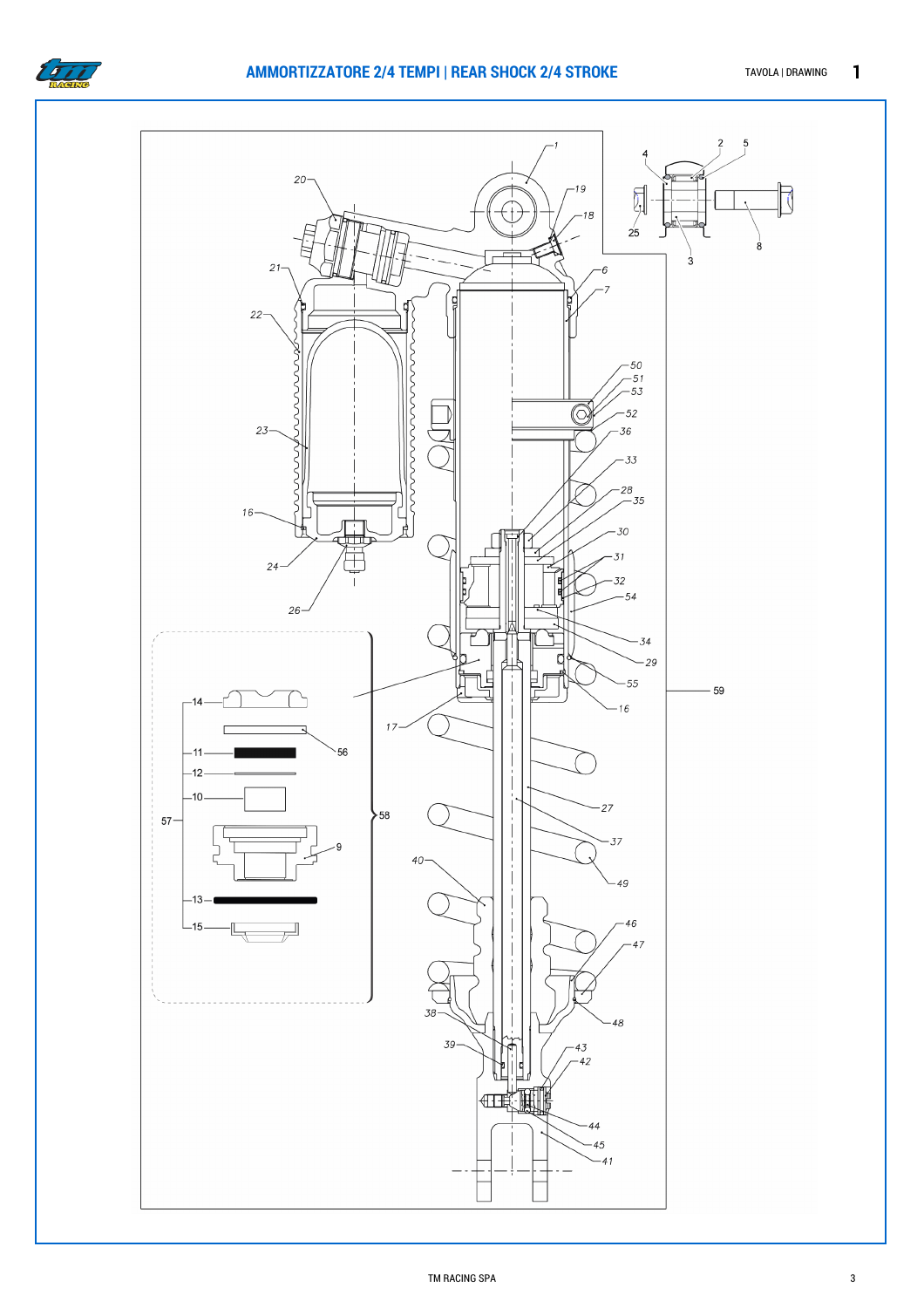## AMMORTIZZATORE 2/4 TEMPI | REAR SHOCK 2/4 STROKE

TAVOLA | DRAWING 1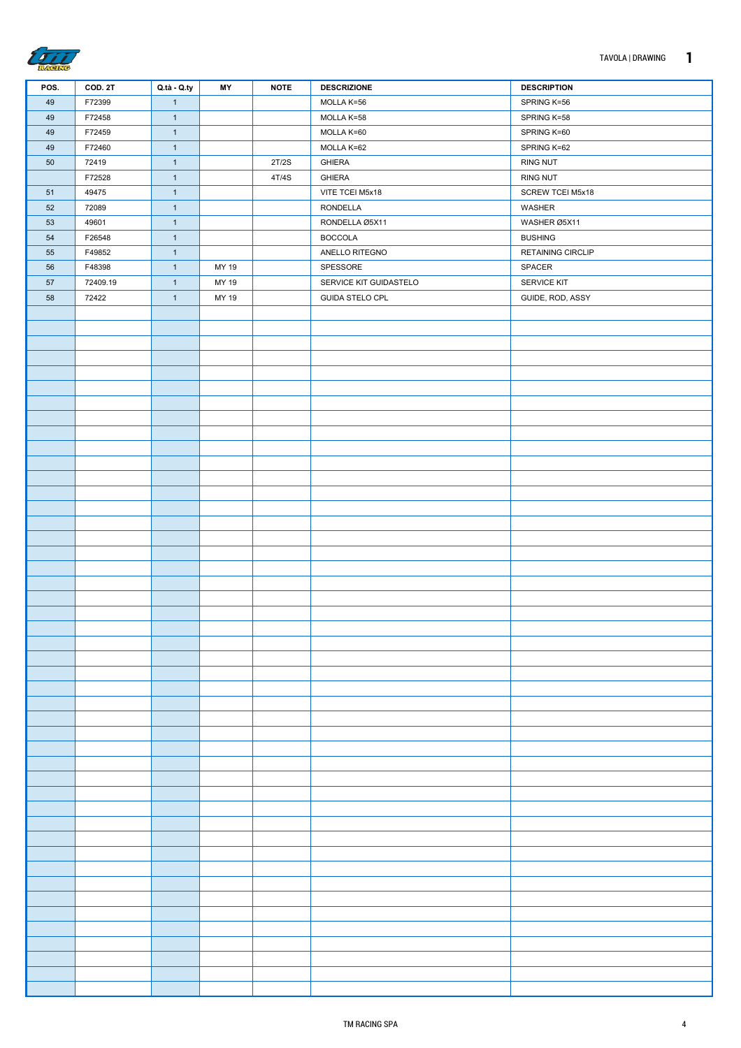| POS. | COD. 2T | Q.tà - Q.ty | MY | NOTE | DESCRIZIONE | DESCRIPTION |
|---|---|---|---|---|---|---|
| 49 | F72399 | 1 | | | MOLLA K=56 | SPRING K=56 |
| 49 | F72458 | 1 | | | MOLLA K=58 | SPRING K=58 |
| 49 | F72459 | 1 | | | MOLLA K=60 | SPRING K=60 |
| 49 | F72460 | 1 | | | MOLLA K=62 | SPRING K=62 |
| 50 | 72419 | 1 | | 2T/2S | GHIERA | RING NUT |
| | F72528 | 1 | | 4T/4S | GHIERA | RING NUT |
| 51 | 49475 | 1 | | | VITE TCEI M5x18 | SCREW TCEI M5x18 |
| 52 | 72089 | 1 | | | RONDELLA | WASHER |
| 53 | 49601 | 1 | | | RONDELLA Ø5X11 | WASHER Ø5X11 |
| 54 | F26548 | 1 | | | BOCCOLA | BUSHING |
| 55 | F49852 | 1 | | | ANELLO RITEGNO | RETAINING CIRCLIP |
| 56 | F48398 | 1 | MY 19 | | SPESSORE | SPACER |
| 57 | 72409.19 | 1 | MY 19 | | SERVICE KIT GUIDASTELO | SERVICE KIT |
| 58 | 72422 | 1 | MY 19 | | GUIDA STELO CPL | GUIDE, ROD, ASSY |